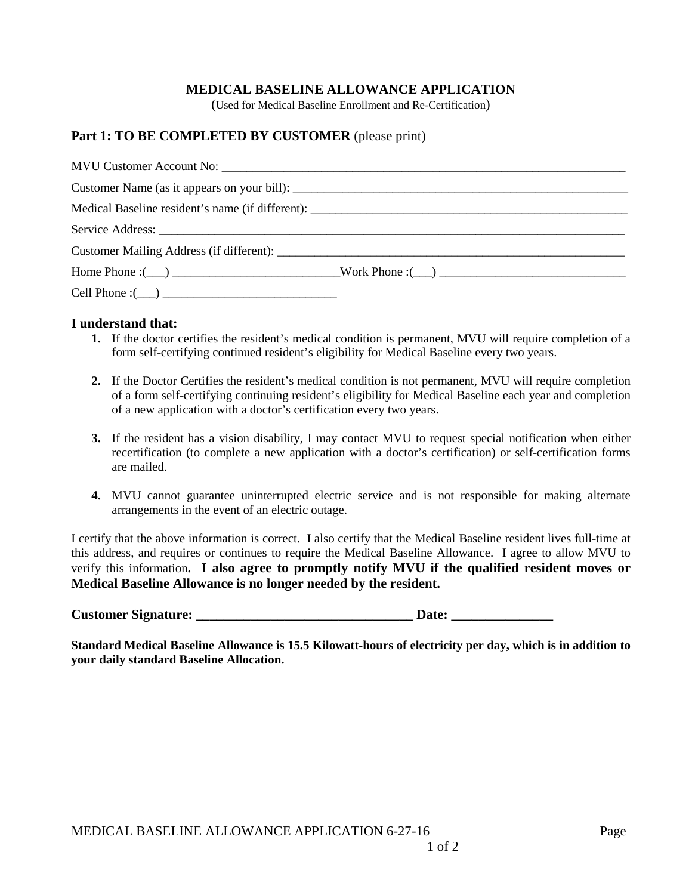# MEDICAL BASELINE ALLOWANCE APPLICATION

(Used for Medical Baseline Enrollment and Re-Certification)

## Part 1: TO BE COMPLETED BY CUSTOMER (please print)

MVU Customer Account No: ___________________________________________________________________

Customer Name (as it appears on your bill): ________________________________________________________

Medical Baseline resident's name (if different): ____________________________________________________

Service Address: ___________________________________________________________________________

Customer Mailing Address (if different): ________________________________________________________

Home Phone :(___) ___________________________Work Phone :(___) ______________________________

Cell Phone :(___) ____________________________

### I understand that:

1. If the doctor certifies the resident's medical condition is permanent, MVU will require completion of a form self-certifying continued resident's eligibility for Medical Baseline every two years.

2. If the Doctor Certifies the resident's medical condition is not permanent, MVU will require completion of a form self-certifying continuing resident's eligibility for Medical Baseline each year and completion of a new application with a doctor's certification every two years.

3. If the resident has a vision disability, I may contact MVU to request special notification when either recertification (to complete a new application with a doctor's certification) or self-certification forms are mailed.

4. MVU cannot guarantee uninterrupted electric service and is not responsible for making alternate arrangements in the event of an electric outage.

I certify that the above information is correct. I also certify that the Medical Baseline resident lives full-time at this address, and requires or continues to require the Medical Baseline Allowance. I agree to allow MVU to verify this information**. I also agree to promptly notify MVU if the qualified resident moves or Medical Baseline Allowance is no longer needed by the resident.**

**Customer Signature: _________________________________ Date: _______________**

**Standard Medical Baseline Allowance is 15.5 Kilowatt-hours of electricity per day, which is in addition to your daily standard Baseline Allocation.**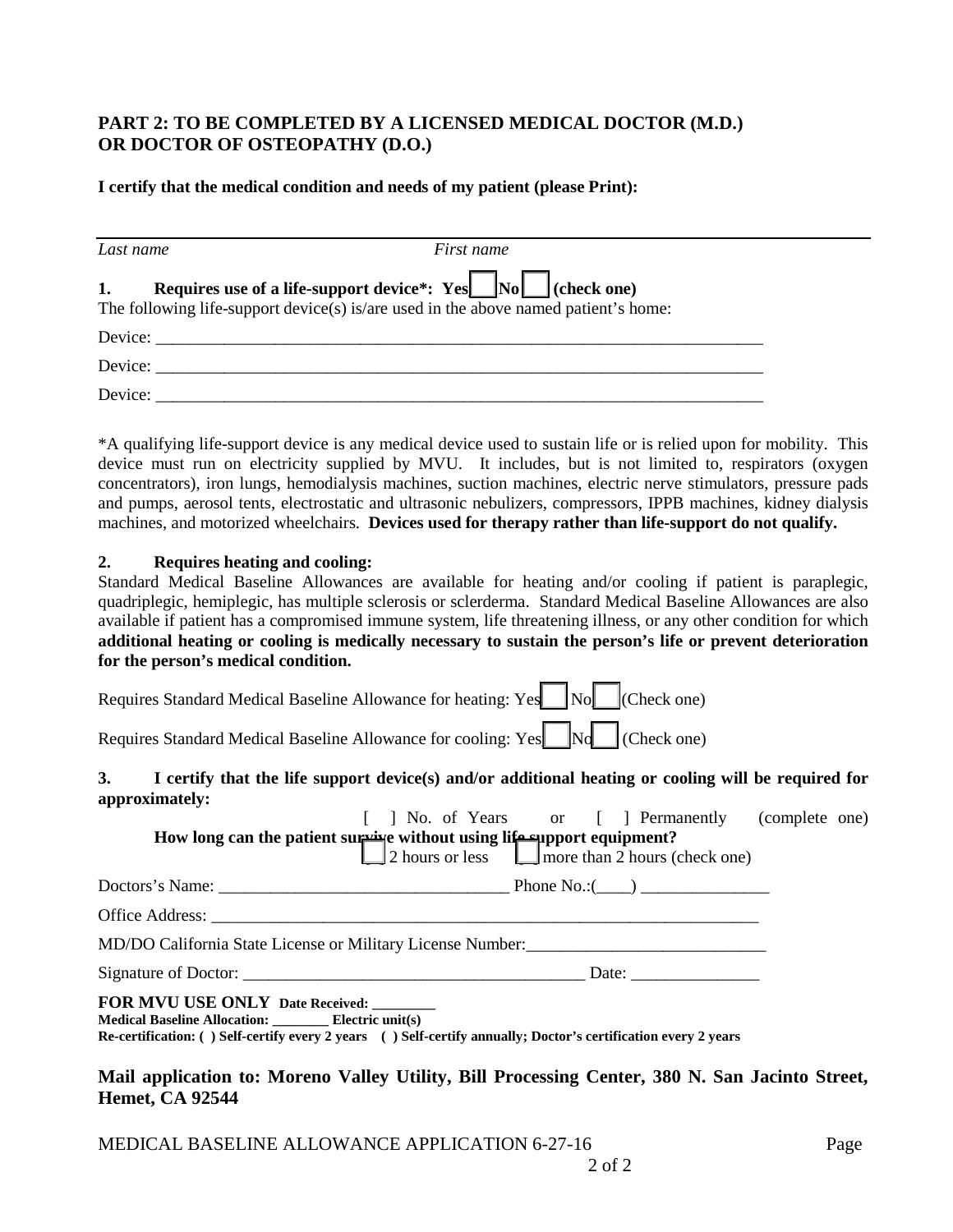## PART 2: TO BE COMPLETED BY A LICENSED MEDICAL DOCTOR (M.D.) OR DOCTOR OF OSTEOPATHY (D.O.)

**I certify that the medical condition and needs of my patient (please Print):**

______________________________________________________________________

*Last name* *First name*

**1. Requires use of a life-support device\*: Yes ☐ No ☐ (check one)**

The following life-support device(s) is/are used in the above named patient's home:

Device: ___________________________________________________________________________

Device: ___________________________________________________________________________

Device: ___________________________________________________________________________

*A qualifying life-support device is any medical device used to sustain life or is relied upon for mobility. This device must run on electricity supplied by MVU. It includes, but is not limited to, respirators (oxygen concentrators), iron lungs, hemodialysis machines, suction machines, electric nerve stimulators, pressure pads and pumps, aerosol tents, electrostatic and ultrasonic nebulizers, compressors, IPPB machines, kidney dialysis machines, and motorized wheelchairs. **Devices used for therapy rather than life-support do not qualify.**

**2. Requires heating and cooling:**

Standard Medical Baseline Allowances are available for heating and/or cooling if patient is paraplegic, quadriplegic, hemiplegic, has multiple sclerosis or sclerderma. Standard Medical Baseline Allowances are also available if patient has a compromised immune system, life threatening illness, or any other condition for which **additional heating or cooling is medically necessary to sustain the person's life or prevent deterioration for the person's medical condition.**

Requires Standard Medical Baseline Allowance for heating: Yes ☐ No ☐ (Check one)

Requires Standard Medical Baseline Allowance for cooling: Yes ☐ No ☐ (Check one)

**3. I certify that the life support device(s) and/or additional heating or cooling will be required for approximately:**

[ ] No. of Years or [ ] Permanently (complete one)

**How long can the patient survive without using life support equipment?**

☐ 2 hours or less ☐ more than 2 hours (check one)

Doctors's Name: __________________________________ Phone No.:(____) _______________

Office Address: ______________________________________________________________________

MD/DO California State License or Military License Number:___________________________

Signature of Doctor: ________________________________________ Date: _______________

**FOR MVU USE ONLY** **Date Received: ________**

**Medical Baseline Allocation: ________ Electric unit(s)**

**Re-certification: ( ) Self-certify every 2 years ( ) Self-certify annually; Doctor's certification every 2 years**

**Mail application to: Moreno Valley Utility, Bill Processing Center, 380 N. San Jacinto Street, Hemet, CA 92544**

MEDICAL BASELINE ALLOWANCE APPLICATION 6-27-16